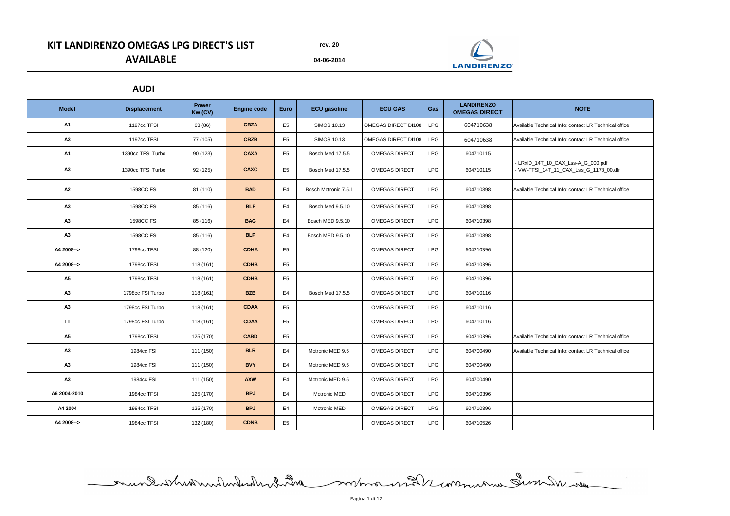# KIT LANDIRENZO OMEGAS LPG DIRECT'S LIST AVAILABLE

rev. 20

04-06-2014

## AUDI

| Model | Displacement | Power Kw (CV) | Engine code | Euro | ECU gasoline | ECU GAS | Gas | LANDIRENZO OMEGAS DIRECT | NOTE |
|---|---|---|---|---|---|---|---|---|---|
| A1 | 1197cc TFSI | 63 (86) | CBZA | E5 | SIMOS 10.13 | OMEGAS DIRECT DI108 | LPG | 604710638 | Available Technical Info: contact LR Technical office |
| A3 | 1197cc TFSI | 77 (105) | CBZB | E5 | SIMOS 10.13 | OMEGAS DIRECT DI108 | LPG | 604710638 | Available Technical Info: contact LR Technical office |
| A1 | 1390cc TFSI Turbo | 90 (123) | CAXA | E5 | Bosch Med 17.5.5 | OMEGAS DIRECT | LPG | 604710115 | |
| A3 | 1390cc TFSI Turbo | 92 (125) | CAXC | E5 | Bosch Med 17.5.5 | OMEGAS DIRECT | LPG | 604710115 | - LRxID_14T_10_CAX_Lss-A_G_000.pdf<br>- VW-TFSI_14T_11_CAX_Lss_G_1178_00.dln |
| A2 | 1598CC FSI | 81 (110) | BAD | E4 | Bosch Motronic 7.5.1 | OMEGAS DIRECT | LPG | 604710398 | Available Technical Info: contact LR Technical office |
| A3 | 1598CC FSI | 85 (116) | BLF | E4 | Bosch Med 9.5.10 | OMEGAS DIRECT | LPG | 604710398 | |
| A3 | 1598CC FSI | 85 (116) | BAG | E4 | Bosch MED 9.5.10 | OMEGAS DIRECT | LPG | 604710398 | |
| A3 | 1598CC FSI | 85 (116) | BLP | E4 | Bosch MED 9.5.10 | OMEGAS DIRECT | LPG | 604710398 | |
| A4 2008--> | 1798cc TFSI | 88 (120) | CDHA | E5 | | OMEGAS DIRECT | LPG | 604710396 | |
| A4 2008--> | 1798cc TFSI | 118 (161) | CDHB | E5 | | OMEGAS DIRECT | LPG | 604710396 | |
| A5 | 1798cc TFSI | 118 (161) | CDHB | E5 | | OMEGAS DIRECT | LPG | 604710396 | |
| A3 | 1798cc FSI Turbo | 118 (161) | BZB | E4 | Bosch Med 17.5.5 | OMEGAS DIRECT | LPG | 604710116 | |
| A3 | 1798cc FSI Turbo | 118 (161) | CDAA | E5 | | OMEGAS DIRECT | LPG | 604710116 | |
| TT | 1798cc FSI Turbo | 118 (161) | CDAA | E5 | | OMEGAS DIRECT | LPG | 604710116 | |
| A5 | 1798cc TFSI | 125 (170) | CABD | E5 | | OMEGAS DIRECT | LPG | 604710396 | Available Technical Info: contact LR Technical office |
| A3 | 1984cc FSI | 111 (150) | BLR | E4 | Motronic MED 9.5 | OMEGAS DIRECT | LPG | 604700490 | Available Technical Info: contact LR Technical office |
| A3 | 1984cc FSI | 111 (150) | BVY | E4 | Motronic MED 9.5 | OMEGAS DIRECT | LPG | 604700490 | |
| A3 | 1984cc FSI | 111 (150) | AXW | E4 | Motronic MED 9.5 | OMEGAS DIRECT | LPG | 604700490 | |
| A6 2004-2010 | 1984cc TFSI | 125 (170) | BPJ | E4 | Motronic MED | OMEGAS DIRECT | LPG | 604710396 | |
| A4 2004 | 1984cc TFSI | 125 (170) | BPJ | E4 | Motronic MED | OMEGAS DIRECT | LPG | 604710396 | |
| A4 2008--> | 1984cc TFSI | 132 (180) | CDNB | E5 | | OMEGAS DIRECT | LPG | 604710526 | |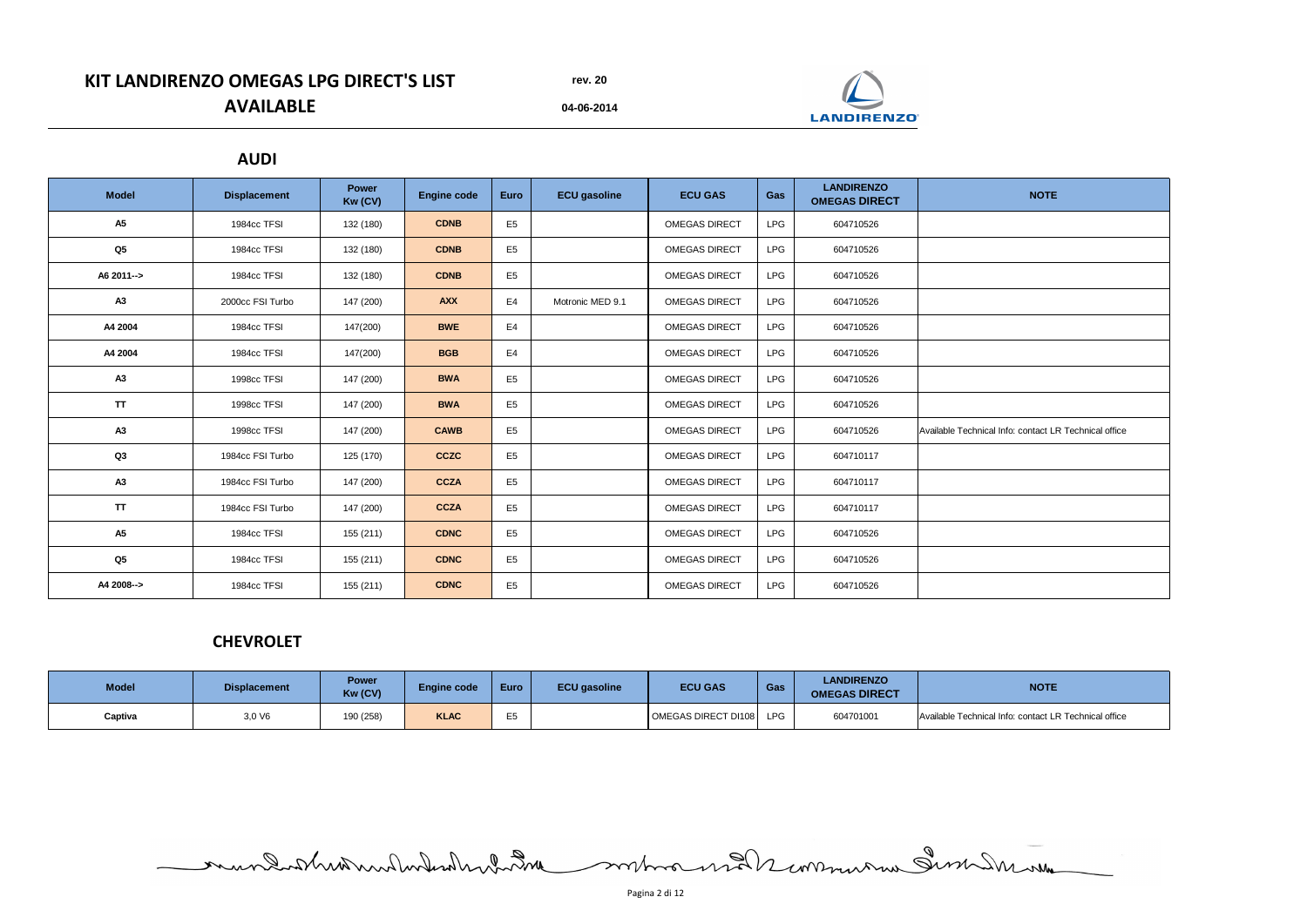# KIT LANDIRENZO OMEGAS LPG DIRECT'S LIST AVAILABLE

rev. 20

04-06-2014

## AUDI

| Model | Displacement | Power Kw (CV) | Engine code | Euro | ECU gasoline | ECU GAS | Gas | LANDIRENZO OMEGAS DIRECT | NOTE |
|---|---|---|---|---|---|---|---|---|---|
| A5 | 1984cc TFSI | 132 (180) | CDNB | E5 | | OMEGAS DIRECT | LPG | 604710526 | |
| Q5 | 1984cc TFSI | 132 (180) | CDNB | E5 | | OMEGAS DIRECT | LPG | 604710526 | |
| A6 2011--> | 1984cc TFSI | 132 (180) | CDNB | E5 | | OMEGAS DIRECT | LPG | 604710526 | |
| A3 | 2000cc FSI Turbo | 147 (200) | AXX | E4 | Motronic MED 9.1 | OMEGAS DIRECT | LPG | 604710526 | |
| A4 2004 | 1984cc TFSI | 147(200) | BWE | E4 | | OMEGAS DIRECT | LPG | 604710526 | |
| A4 2004 | 1984cc TFSI | 147(200) | BGB | E4 | | OMEGAS DIRECT | LPG | 604710526 | |
| A3 | 1998cc TFSI | 147 (200) | BWA | E5 | | OMEGAS DIRECT | LPG | 604710526 | |
| TT | 1998cc TFSI | 147 (200) | BWA | E5 | | OMEGAS DIRECT | LPG | 604710526 | |
| A3 | 1998cc TFSI | 147 (200) | CAWB | E5 | | OMEGAS DIRECT | LPG | 604710526 | Available Technical Info: contact LR Technical office |
| Q3 | 1984cc FSI Turbo | 125 (170) | CCZC | E5 | | OMEGAS DIRECT | LPG | 604710117 | |
| A3 | 1984cc FSI Turbo | 147 (200) | CCZA | E5 | | OMEGAS DIRECT | LPG | 604710117 | |
| TT | 1984cc FSI Turbo | 147 (200) | CCZA | E5 | | OMEGAS DIRECT | LPG | 604710117 | |
| A5 | 1984cc TFSI | 155 (211) | CDNC | E5 | | OMEGAS DIRECT | LPG | 604710526 | |
| Q5 | 1984cc TFSI | 155 (211) | CDNC | E5 | | OMEGAS DIRECT | LPG | 604710526 | |
| A4 2008--> | 1984cc TFSI | 155 (211) | CDNC | E5 | | OMEGAS DIRECT | LPG | 604710526 | |

## CHEVROLET

| Model | Displacement | Power Kw (CV) | Engine code | Euro | ECU gasoline | ECU GAS | Gas | LANDIRENZO OMEGAS DIRECT | NOTE |
|---|---|---|---|---|---|---|---|---|---|
| Captiva | 3,0 V6 | 190 (258) | KLAC | E5 | | OMEGAS DIRECT DI108 | LPG | 604701001 | Available Technical Info: contact LR Technical office |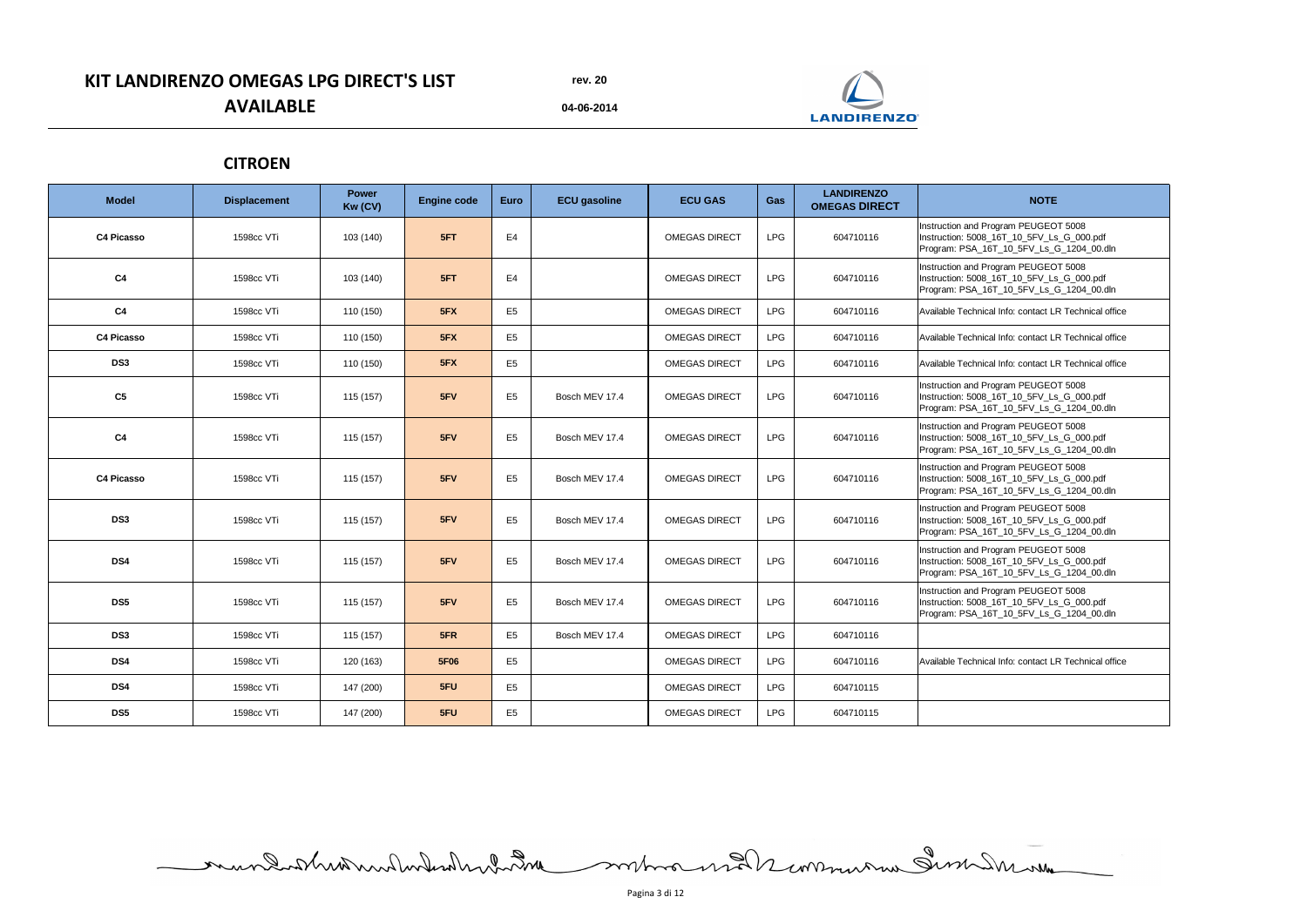# KIT LANDIRENZO OMEGAS LPG DIRECT'S LIST AVAILABLE

rev. 20

04-06-2014

## CITROEN

| Model | Displacement | Power Kw (CV) | Engine code | Euro | ECU gasoline | ECU GAS | Gas | LANDIRENZO OMEGAS DIRECT | NOTE |
|---|---|---|---|---|---|---|---|---|---|
| C4 Picasso | 1598cc VTi | 103 (140) | 5FT | E4 | | OMEGAS DIRECT | LPG | 604710116 | Instruction and Program PEUGEOT 5008<br>Instruction: 5008_16T_10_5FV_Ls_G_000.pdf<br>Program: PSA_16T_10_5FV_Ls_G_1204_00.dln |
| C4 | 1598cc VTi | 103 (140) | 5FT | E4 | | OMEGAS DIRECT | LPG | 604710116 | Instruction and Program PEUGEOT 5008<br>Instruction: 5008_16T_10_5FV_Ls_G_000.pdf<br>Program: PSA_16T_10_5FV_Ls_G_1204_00.dln |
| C4 | 1598cc VTi | 110 (150) | 5FX | E5 | | OMEGAS DIRECT | LPG | 604710116 | Available Technical Info: contact LR Technical office |
| C4 Picasso | 1598cc VTi | 110 (150) | 5FX | E5 | | OMEGAS DIRECT | LPG | 604710116 | Available Technical Info: contact LR Technical office |
| DS3 | 1598cc VTi | 110 (150) | 5FX | E5 | | OMEGAS DIRECT | LPG | 604710116 | Available Technical Info: contact LR Technical office |
| C5 | 1598cc VTi | 115 (157) | 5FV | E5 | Bosch MEV 17.4 | OMEGAS DIRECT | LPG | 604710116 | Instruction and Program PEUGEOT 5008<br>Instruction: 5008_16T_10_5FV_Ls_G_000.pdf<br>Program: PSA_16T_10_5FV_Ls_G_1204_00.dln |
| C4 | 1598cc VTi | 115 (157) | 5FV | E5 | Bosch MEV 17.4 | OMEGAS DIRECT | LPG | 604710116 | Instruction and Program PEUGEOT 5008<br>Instruction: 5008_16T_10_5FV_Ls_G_000.pdf<br>Program: PSA_16T_10_5FV_Ls_G_1204_00.dln |
| C4 Picasso | 1598cc VTi | 115 (157) | 5FV | E5 | Bosch MEV 17.4 | OMEGAS DIRECT | LPG | 604710116 | Instruction and Program PEUGEOT 5008<br>Instruction: 5008_16T_10_5FV_Ls_G_000.pdf<br>Program: PSA_16T_10_5FV_Ls_G_1204_00.dln |
| DS3 | 1598cc VTi | 115 (157) | 5FV | E5 | Bosch MEV 17.4 | OMEGAS DIRECT | LPG | 604710116 | Instruction and Program PEUGEOT 5008<br>Instruction: 5008_16T_10_5FV_Ls_G_000.pdf<br>Program: PSA_16T_10_5FV_Ls_G_1204_00.dln |
| DS4 | 1598cc VTi | 115 (157) | 5FV | E5 | Bosch MEV 17.4 | OMEGAS DIRECT | LPG | 604710116 | Instruction and Program PEUGEOT 5008<br>Instruction: 5008_16T_10_5FV_Ls_G_000.pdf<br>Program: PSA_16T_10_5FV_Ls_G_1204_00.dln |
| DS5 | 1598cc VTi | 115 (157) | 5FV | E5 | Bosch MEV 17.4 | OMEGAS DIRECT | LPG | 604710116 | Instruction and Program PEUGEOT 5008<br>Instruction: 5008_16T_10_5FV_Ls_G_000.pdf<br>Program: PSA_16T_10_5FV_Ls_G_1204_00.dln |
| DS3 | 1598cc VTi | 115 (157) | 5FR | E5 | Bosch MEV 17.4 | OMEGAS DIRECT | LPG | 604710116 | |
| DS4 | 1598cc VTi | 120 (163) | 5F06 | E5 | | OMEGAS DIRECT | LPG | 604710116 | Available Technical Info: contact LR Technical office |
| DS4 | 1598cc VTi | 147 (200) | 5FU | E5 | | OMEGAS DIRECT | LPG | 604710115 | |
| DS5 | 1598cc VTi | 147 (200) | 5FU | E5 | | OMEGAS DIRECT | LPG | 604710115 | |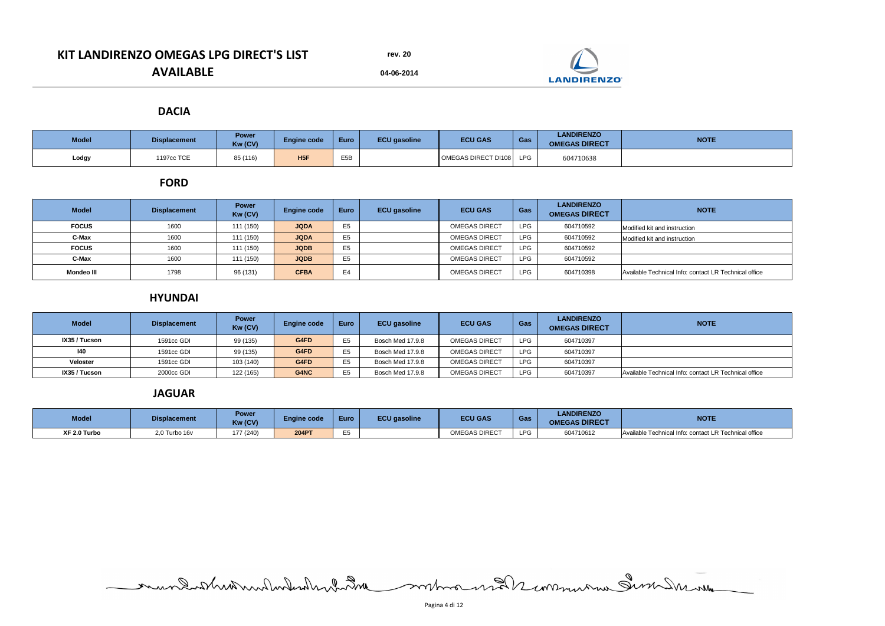# KIT LANDIRENZO OMEGAS LPG DIRECT'S LIST AVAILABLE

**rev. 20**

**04-06-2014**

## DACIA

| Model | Displacement | Power Kw (CV) | Engine code | Euro | ECU gasoline | ECU GAS | Gas | LANDIRENZO OMEGAS DIRECT | NOTE |
|---|---|---|---|---|---|---|---|---|---|
| Lodgy | 1197cc TCE | 85 (116) | H5F | E5B | | OMEGAS DIRECT DI108 | LPG | 604710638 | |

## FORD

| Model | Displacement | Power Kw (CV) | Engine code | Euro | ECU gasoline | ECU GAS | Gas | LANDIRENZO OMEGAS DIRECT | NOTE |
|---|---|---|---|---|---|---|---|---|---|
| FOCUS | 1600 | 111 (150) | JQDA | E5 | | OMEGAS DIRECT | LPG | 604710592 | Modified kit and instruction |
| C-Max | 1600 | 111 (150) | JQDA | E5 | | OMEGAS DIRECT | LPG | 604710592 | Modified kit and instruction |
| FOCUS | 1600 | 111 (150) | JQDB | E5 | | OMEGAS DIRECT | LPG | 604710592 | |
| C-Max | 1600 | 111 (150) | JQDB | E5 | | OMEGAS DIRECT | LPG | 604710592 | |
| Mondeo III | 1798 | 96 (131) | CFBA | E4 | | OMEGAS DIRECT | LPG | 604710398 | Available Technical Info: contact LR Technical office |

## HYUNDAI

| Model | Displacement | Power Kw (CV) | Engine code | Euro | ECU gasoline | ECU GAS | Gas | LANDIRENZO OMEGAS DIRECT | NOTE |
|---|---|---|---|---|---|---|---|---|---|
| IX35 / Tucson | 1591cc GDI | 99 (135) | G4FD | E5 | Bosch Med 17.9.8 | OMEGAS DIRECT | LPG | 604710397 | |
| I40 | 1591cc GDI | 99 (135) | G4FD | E5 | Bosch Med 17.9.8 | OMEGAS DIRECT | LPG | 604710397 | |
| Veloster | 1591cc GDI | 103 (140) | G4FD | E5 | Bosch Med 17.9.8 | OMEGAS DIRECT | LPG | 604710397 | |
| IX35 / Tucson | 2000cc GDI | 122 (165) | G4NC | E5 | Bosch Med 17.9.8 | OMEGAS DIRECT | LPG | 604710397 | Available Technical Info: contact LR Technical office |

## JAGUAR

| Model | Displacement | Power Kw (CV) | Engine code | Euro | ECU gasoline | ECU GAS | Gas | LANDIRENZO OMEGAS DIRECT | NOTE |
|---|---|---|---|---|---|---|---|---|---|
| XF 2.0 Turbo | 2,0 Turbo 16v | 177 (240) | 204PT | E5 | | OMEGAS DIRECT | LPG | 604710612 | Available Technical Info: contact LR Technical office |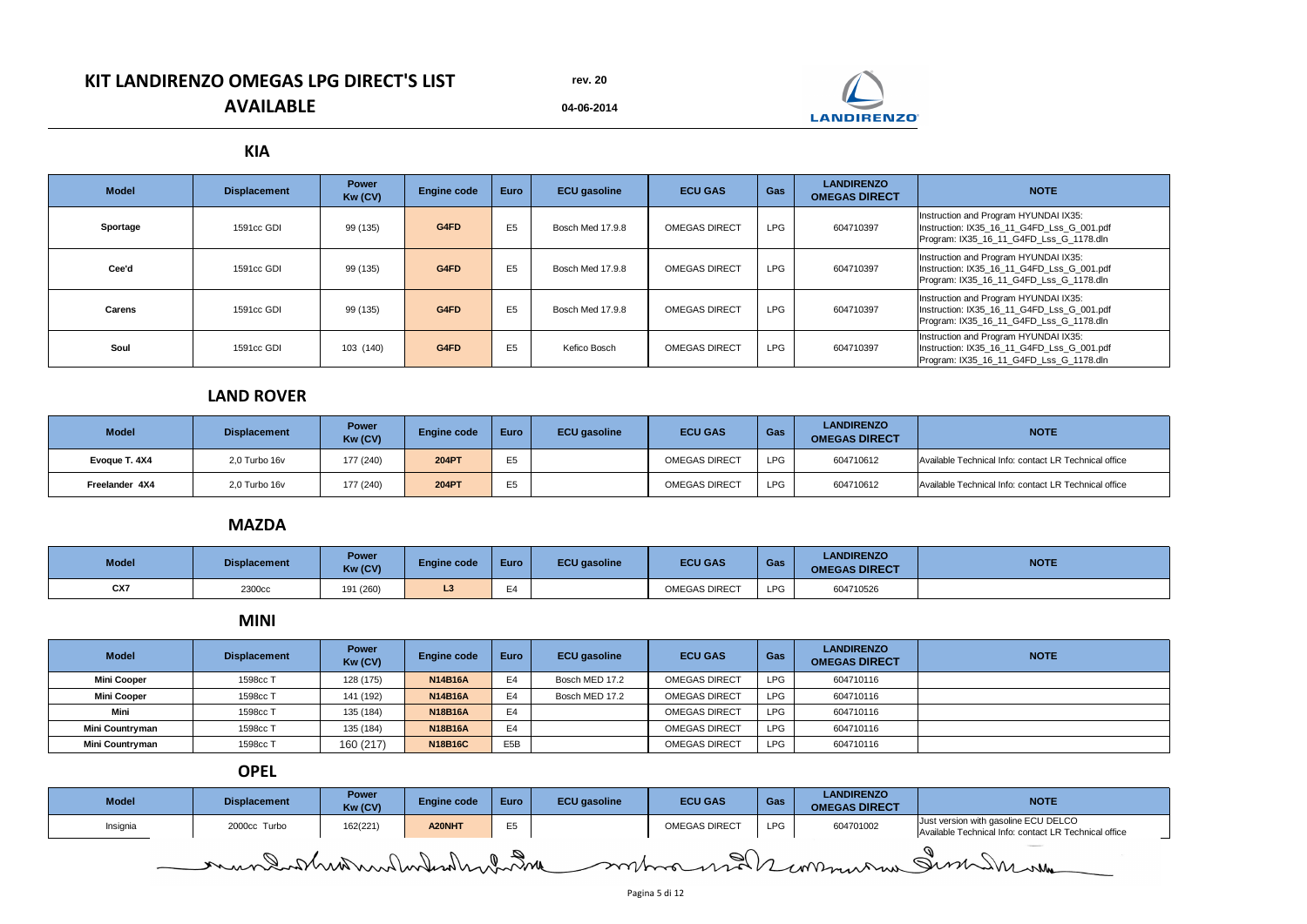# KIT LANDIRENZO OMEGAS LPG DIRECT'S LIST

## AVAILABLE

rev. 20

04-06-2014

### KIA

| Model | Displacement | Power Kw (CV) | Engine code | Euro | ECU gasoline | ECU GAS | Gas | LANDIRENZO OMEGAS DIRECT | NOTE |
|---|---|---|---|---|---|---|---|---|---|
| Sportage | 1591cc GDI | 99 (135) | G4FD | E5 | Bosch Med 17.9.8 | OMEGAS DIRECT | LPG | 604710397 | Instruction and Program HYUNDAI IX35: Instruction: IX35_16_11_G4FD_Lss_G_001.pdf Program: IX35_16_11_G4FD_Lss_G_1178.dln |
| Cee'd | 1591cc GDI | 99 (135) | G4FD | E5 | Bosch Med 17.9.8 | OMEGAS DIRECT | LPG | 604710397 | Instruction and Program HYUNDAI IX35: Instruction: IX35_16_11_G4FD_Lss_G_001.pdf Program: IX35_16_11_G4FD_Lss_G_1178.dln |
| Carens | 1591cc GDI | 99 (135) | G4FD | E5 | Bosch Med 17.9.8 | OMEGAS DIRECT | LPG | 604710397 | Instruction and Program HYUNDAI IX35: Instruction: IX35_16_11_G4FD_Lss_G_001.pdf Program: IX35_16_11_G4FD_Lss_G_1178.dln |
| Soul | 1591cc GDI | 103 (140) | G4FD | E5 | Kefico Bosch | OMEGAS DIRECT | LPG | 604710397 | Instruction and Program HYUNDAI IX35: Instruction: IX35_16_11_G4FD_Lss_G_001.pdf Program: IX35_16_11_G4FD_Lss_G_1178.dln |

### LAND ROVER

| Model | Displacement | Power Kw (CV) | Engine code | Euro | ECU gasoline | ECU GAS | Gas | LANDIRENZO OMEGAS DIRECT | NOTE |
|---|---|---|---|---|---|---|---|---|---|
| Evoque T. 4X4 | 2,0 Turbo 16v | 177 (240) | 204PT | E5 | | OMEGAS DIRECT | LPG | 604710612 | Available Technical Info: contact LR Technical office |
| Freelander 4X4 | 2,0 Turbo 16v | 177 (240) | 204PT | E5 | | OMEGAS DIRECT | LPG | 604710612 | Available Technical Info: contact LR Technical office |

### MAZDA

| Model | Displacement | Power Kw (CV) | Engine code | Euro | ECU gasoline | ECU GAS | Gas | LANDIRENZO OMEGAS DIRECT | NOTE |
|---|---|---|---|---|---|---|---|---|---|
| CX7 | 2300cc | 191 (260) | L3 | E4 | | OMEGAS DIRECT | LPG | 604710526 | |

### MINI

| Model | Displacement | Power Kw (CV) | Engine code | Euro | ECU gasoline | ECU GAS | Gas | LANDIRENZO OMEGAS DIRECT | NOTE |
|---|---|---|---|---|---|---|---|---|---|
| Mini Cooper | 1598cc T | 128 (175) | N14B16A | E4 | Bosch MED 17.2 | OMEGAS DIRECT | LPG | 604710116 | |
| Mini Cooper | 1598cc T | 141 (192) | N14B16A | E4 | Bosch MED 17.2 | OMEGAS DIRECT | LPG | 604710116 | |
| Mini | 1598cc T | 135 (184) | N18B16A | E4 | | OMEGAS DIRECT | LPG | 604710116 | |
| Mini Countryman | 1598cc T | 135 (184) | N18B16A | E4 | | OMEGAS DIRECT | LPG | 604710116 | |
| Mini Countryman | 1598cc T | 160 (217) | N18B16C | E5B | | OMEGAS DIRECT | LPG | 604710116 | |

### OPEL

| Model | Displacement | Power Kw (CV) | Engine code | Euro | ECU gasoline | ECU GAS | Gas | LANDIRENZO OMEGAS DIRECT | NOTE |
|---|---|---|---|---|---|---|---|---|---|
| Insignia | 2000cc Turbo | 162(221) | A20NHT | E5 | | OMEGAS DIRECT | LPG | 604701002 | Just version with gasoline ECU DELCO Available Technical Info: contact LR Technical office |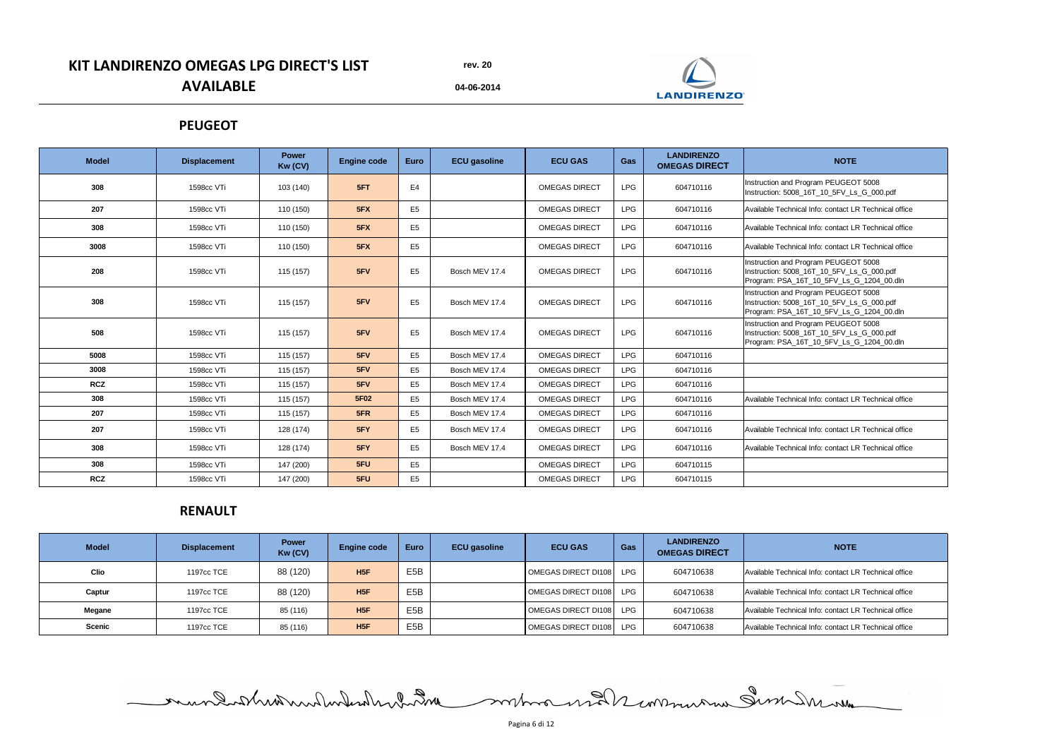# KIT LANDIRENZO OMEGAS LPG DIRECT'S LIST AVAILABLE

rev. 20

04-06-2014

## PEUGEOT

| Model | Displacement | Power Kw (CV) | Engine code | Euro | ECU gasoline | ECU GAS | Gas | LANDIRENZO OMEGAS DIRECT | NOTE |
|---|---|---|---|---|---|---|---|---|---|
| 308 | 1598cc VTi | 103 (140) | 5FT | E4 | | OMEGAS DIRECT | LPG | 604710116 | Instruction and Program PEUGEOT 5008<br>Instruction: 5008_16T_10_5FV_Ls_G_000.pdf |
| 207 | 1598cc VTi | 110 (150) | 5FX | E5 | | OMEGAS DIRECT | LPG | 604710116 | Available Technical Info: contact LR Technical office |
| 308 | 1598cc VTi | 110 (150) | 5FX | E5 | | OMEGAS DIRECT | LPG | 604710116 | Available Technical Info: contact LR Technical office |
| 3008 | 1598cc VTi | 110 (150) | 5FX | E5 | | OMEGAS DIRECT | LPG | 604710116 | Available Technical Info: contact LR Technical office |
| 208 | 1598cc VTi | 115 (157) | 5FV | E5 | Bosch MEV 17.4 | OMEGAS DIRECT | LPG | 604710116 | Instruction and Program PEUGEOT 5008<br>Instruction: 5008_16T_10_5FV_Ls_G_000.pdf<br>Program: PSA_16T_10_5FV_Ls_G_1204_00.dln |
| 308 | 1598cc VTi | 115 (157) | 5FV | E5 | Bosch MEV 17.4 | OMEGAS DIRECT | LPG | 604710116 | Instruction and Program PEUGEOT 5008<br>Instruction: 5008_16T_10_5FV_Ls_G_000.pdf<br>Program: PSA_16T_10_5FV_Ls_G_1204_00.dln |
| 508 | 1598cc VTi | 115 (157) | 5FV | E5 | Bosch MEV 17.4 | OMEGAS DIRECT | LPG | 604710116 | Instruction and Program PEUGEOT 5008<br>Instruction: 5008_16T_10_5FV_Ls_G_000.pdf<br>Program: PSA_16T_10_5FV_Ls_G_1204_00.dln |
| 5008 | 1598cc VTi | 115 (157) | 5FV | E5 | Bosch MEV 17.4 | OMEGAS DIRECT | LPG | 604710116 | |
| 3008 | 1598cc VTi | 115 (157) | 5FV | E5 | Bosch MEV 17.4 | OMEGAS DIRECT | LPG | 604710116 | |
| RCZ | 1598cc VTi | 115 (157) | 5FV | E5 | Bosch MEV 17.4 | OMEGAS DIRECT | LPG | 604710116 | |
| 308 | 1598cc VTi | 115 (157) | 5F02 | E5 | Bosch MEV 17.4 | OMEGAS DIRECT | LPG | 604710116 | Available Technical Info: contact LR Technical office |
| 207 | 1598cc VTi | 115 (157) | 5FR | E5 | Bosch MEV 17.4 | OMEGAS DIRECT | LPG | 604710116 | |
| 207 | 1598cc VTi | 128 (174) | 5FY | E5 | Bosch MEV 17.4 | OMEGAS DIRECT | LPG | 604710116 | Available Technical Info: contact LR Technical office |
| 308 | 1598cc VTi | 128 (174) | 5FY | E5 | Bosch MEV 17.4 | OMEGAS DIRECT | LPG | 604710116 | Available Technical Info: contact LR Technical office |
| 308 | 1598cc VTi | 147 (200) | 5FU | E5 | | OMEGAS DIRECT | LPG | 604710115 | |
| RCZ | 1598cc VTi | 147 (200) | 5FU | E5 | | OMEGAS DIRECT | LPG | 604710115 | |

## RENAULT

| Model | Displacement | Power Kw (CV) | Engine code | Euro | ECU gasoline | ECU GAS | Gas | LANDIRENZO OMEGAS DIRECT | NOTE |
|---|---|---|---|---|---|---|---|---|---|
| Clio | 1197cc TCE | 88 (120) | H5F | E5B | | OMEGAS DIRECT DI108 | LPG | 604710638 | Available Technical Info: contact LR Technical office |
| Captur | 1197cc TCE | 88 (120) | H5F | E5B | | OMEGAS DIRECT DI108 | LPG | 604710638 | Available Technical Info: contact LR Technical office |
| Megane | 1197cc TCE | 85 (116) | H5F | E5B | | OMEGAS DIRECT DI108 | LPG | 604710638 | Available Technical Info: contact LR Technical office |
| Scenic | 1197cc TCE | 85 (116) | H5F | E5B | | OMEGAS DIRECT DI108 | LPG | 604710638 | Available Technical Info: contact LR Technical office |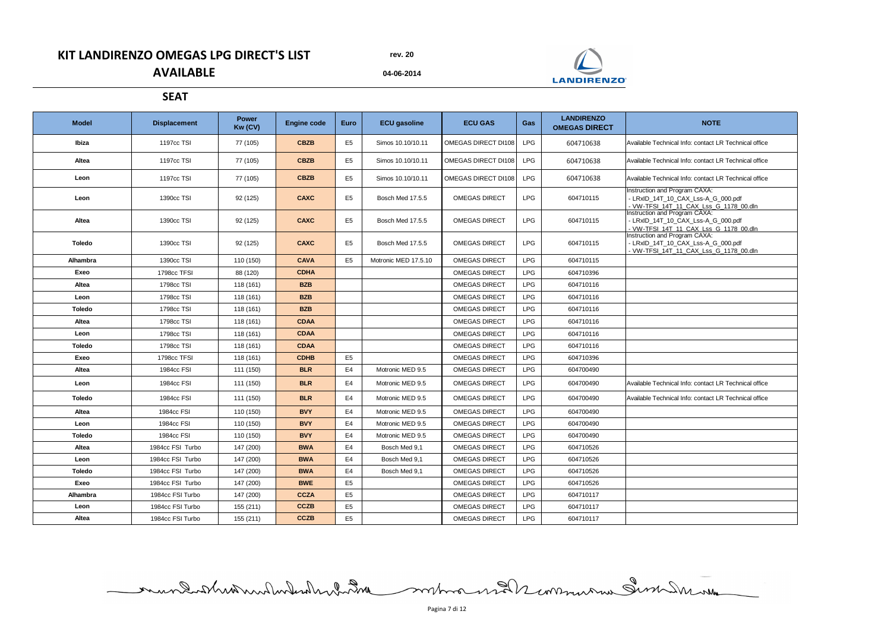# KIT LANDIRENZO OMEGAS LPG DIRECT'S LIST AVAILABLE

rev. 20

04-06-2014

## SEAT

| Model | Displacement | Power Kw (CV) | Engine code | Euro | ECU gasoline | ECU GAS | Gas | LANDIRENZO OMEGAS DIRECT | NOTE |
|---|---|---|---|---|---|---|---|---|---|
| Ibiza | 1197cc TSI | 77 (105) | CBZB | E5 | Simos 10.10/10.11 | OMEGAS DIRECT DI108 | LPG | 604710638 | Available Technical Info: contact LR Technical office |
| Altea | 1197cc TSI | 77 (105) | CBZB | E5 | Simos 10.10/10.11 | OMEGAS DIRECT DI108 | LPG | 604710638 | Available Technical Info: contact LR Technical office |
| Leon | 1197cc TSI | 77 (105) | CBZB | E5 | Simos 10.10/10.11 | OMEGAS DIRECT DI108 | LPG | 604710638 | Available Technical Info: contact LR Technical office |
| Leon | 1390cc TSI | 92 (125) | CAXC | E5 | Bosch Med 17.5.5 | OMEGAS DIRECT | LPG | 604710115 | Instruction and Program CAXA: - LRxID_14T_10_CAX_Lss-A_G_000.pdf - VW-TFSI_14T_11_CAX_Lss_G_1178_00.dln |
| Altea | 1390cc TSI | 92 (125) | CAXC | E5 | Bosch Med 17.5.5 | OMEGAS DIRECT | LPG | 604710115 | Instruction and Program CAXA: - LRxID_14T_10_CAX_Lss-A_G_000.pdf - VW-TFSI_14T_11_CAX_Lss_G_1178_00.dln |
| Toledo | 1390cc TSI | 92 (125) | CAXC | E5 | Bosch Med 17.5.5 | OMEGAS DIRECT | LPG | 604710115 | Instruction and Program CAXA: - LRxID_14T_10_CAX_Lss-A_G_000.pdf - VW-TFSI_14T_11_CAX_Lss_G_1178_00.dln |
| Alhambra | 1390cc TSI | 110 (150) | CAVA | E5 | Motronic MED 17.5.10 | OMEGAS DIRECT | LPG | 604710115 | |
| Exeo | 1798cc TFSI | 88 (120) | CDHA | | | OMEGAS DIRECT | LPG | 604710396 | |
| Altea | 1798cc TSI | 118 (161) | BZB | | | OMEGAS DIRECT | LPG | 604710116 | |
| Leon | 1798cc TSI | 118 (161) | BZB | | | OMEGAS DIRECT | LPG | 604710116 | |
| Toledo | 1798cc TSI | 118 (161) | BZB | | | OMEGAS DIRECT | LPG | 604710116 | |
| Altea | 1798cc TSI | 118 (161) | CDAA | | | OMEGAS DIRECT | LPG | 604710116 | |
| Leon | 1798cc TSI | 118 (161) | CDAA | | | OMEGAS DIRECT | LPG | 604710116 | |
| Toledo | 1798cc TSI | 118 (161) | CDAA | | | OMEGAS DIRECT | LPG | 604710116 | |
| Exeo | 1798cc TFSI | 118 (161) | CDHB | E5 | | OMEGAS DIRECT | LPG | 604710396 | |
| Altea | 1984cc FSI | 111 (150) | BLR | E4 | Motronic MED 9.5 | OMEGAS DIRECT | LPG | 604700490 | |
| Leon | 1984cc FSI | 111 (150) | BLR | E4 | Motronic MED 9.5 | OMEGAS DIRECT | LPG | 604700490 | Available Technical Info: contact LR Technical office |
| Toledo | 1984cc FSI | 111 (150) | BLR | E4 | Motronic MED 9.5 | OMEGAS DIRECT | LPG | 604700490 | Available Technical Info: contact LR Technical office |
| Altea | 1984cc FSI | 110 (150) | BVY | E4 | Motronic MED 9.5 | OMEGAS DIRECT | LPG | 604700490 | |
| Leon | 1984cc FSI | 110 (150) | BVY | E4 | Motronic MED 9.5 | OMEGAS DIRECT | LPG | 604700490 | |
| Toledo | 1984cc FSI | 110 (150) | BVY | E4 | Motronic MED 9.5 | OMEGAS DIRECT | LPG | 604700490 | |
| Altea | 1984cc FSI Turbo | 147 (200) | BWA | E4 | Bosch Med 9,1 | OMEGAS DIRECT | LPG | 604710526 | |
| Leon | 1984cc FSI Turbo | 147 (200) | BWA | E4 | Bosch Med 9,1 | OMEGAS DIRECT | LPG | 604710526 | |
| Toledo | 1984cc FSI Turbo | 147 (200) | BWA | E4 | Bosch Med 9,1 | OMEGAS DIRECT | LPG | 604710526 | |
| Exeo | 1984cc FSI Turbo | 147 (200) | BWE | E5 | | OMEGAS DIRECT | LPG | 604710526 | |
| Alhambra | 1984cc FSI Turbo | 147 (200) | CCZA | E5 | | OMEGAS DIRECT | LPG | 604710117 | |
| Leon | 1984cc FSI Turbo | 155 (211) | CCZB | E5 | | OMEGAS DIRECT | LPG | 604710117 | |
| Altea | 1984cc FSI Turbo | 155 (211) | CCZB | E5 | | OMEGAS DIRECT | LPG | 604710117 | |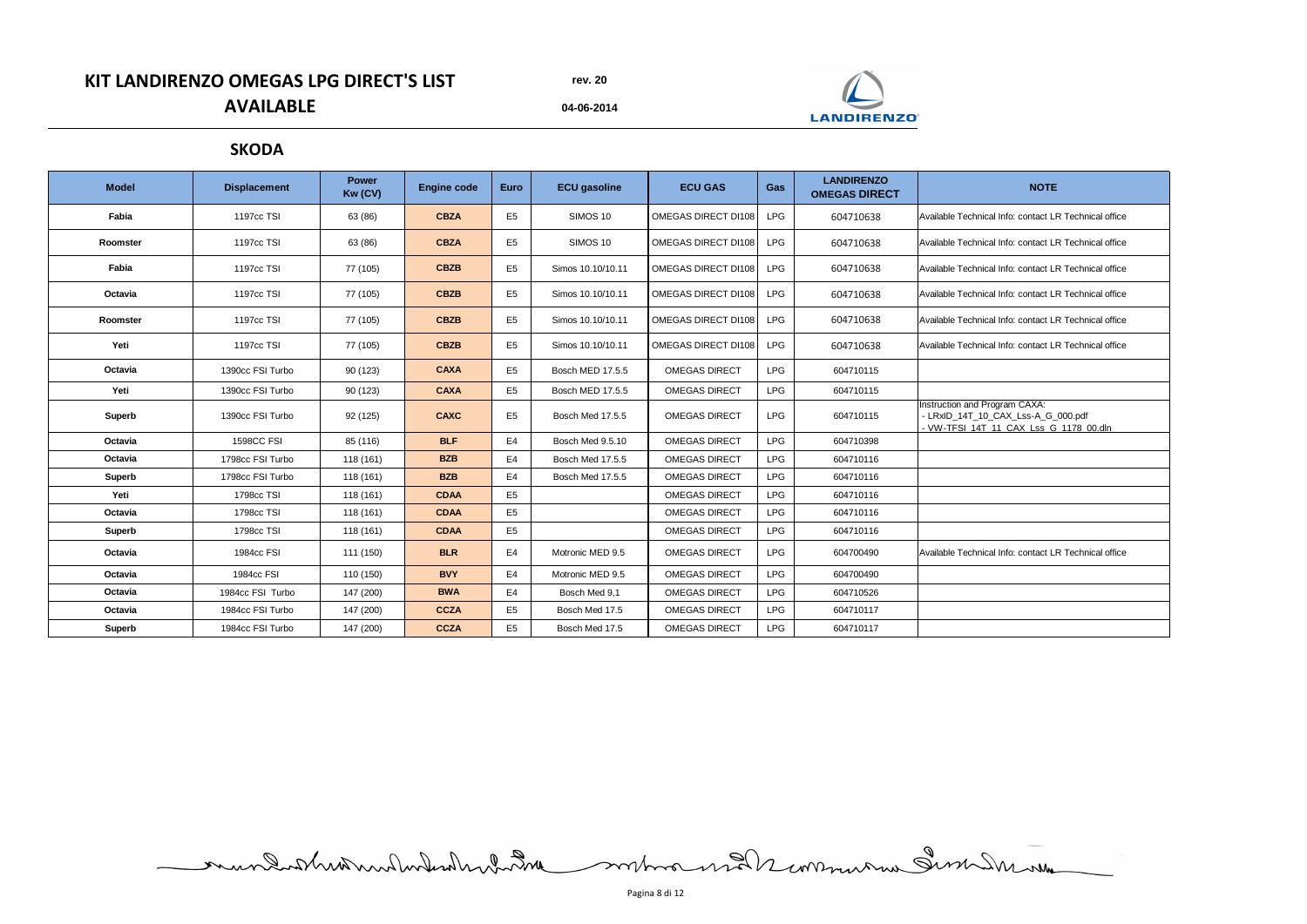# KIT LANDIRENZO OMEGAS LPG DIRECT'S LIST AVAILABLE

rev. 20

04-06-2014

## SKODA

| Model | Displacement | Power Kw (CV) | Engine code | Euro | ECU gasoline | ECU GAS | Gas | LANDIRENZO OMEGAS DIRECT | NOTE |
|---|---|---|---|---|---|---|---|---|---|
| Fabia | 1197cc TSI | 63 (86) | CBZA | E5 | SIMOS 10 | OMEGAS DIRECT DI108 | LPG | 604710638 | Available Technical Info: contact LR Technical office |
| Roomster | 1197cc TSI | 63 (86) | CBZA | E5 | SIMOS 10 | OMEGAS DIRECT DI108 | LPG | 604710638 | Available Technical Info: contact LR Technical office |
| Fabia | 1197cc TSI | 77 (105) | CBZB | E5 | Simos 10.10/10.11 | OMEGAS DIRECT DI108 | LPG | 604710638 | Available Technical Info: contact LR Technical office |
| Octavia | 1197cc TSI | 77 (105) | CBZB | E5 | Simos 10.10/10.11 | OMEGAS DIRECT DI108 | LPG | 604710638 | Available Technical Info: contact LR Technical office |
| Roomster | 1197cc TSI | 77 (105) | CBZB | E5 | Simos 10.10/10.11 | OMEGAS DIRECT DI108 | LPG | 604710638 | Available Technical Info: contact LR Technical office |
| Yeti | 1197cc TSI | 77 (105) | CBZB | E5 | Simos 10.10/10.11 | OMEGAS DIRECT DI108 | LPG | 604710638 | Available Technical Info: contact LR Technical office |
| Octavia | 1390cc FSI Turbo | 90 (123) | CAXA | E5 | Bosch MED 17.5.5 | OMEGAS DIRECT | LPG | 604710115 | |
| Yeti | 1390cc FSI Turbo | 90 (123) | CAXA | E5 | Bosch MED 17.5.5 | OMEGAS DIRECT | LPG | 604710115 | |
| Superb | 1390cc FSI Turbo | 92 (125) | CAXC | E5 | Bosch Med 17.5.5 | OMEGAS DIRECT | LPG | 604710115 | Instruction and Program CAXA: - LRxID_14T_10_CAX_Lss-A_G_000.pdf - VW-TFSI_14T_11_CAX_Lss_G_1178_00.dln |
| Octavia | 1598CC FSI | 85 (116) | BLF | E4 | Bosch Med 9.5.10 | OMEGAS DIRECT | LPG | 604710398 | |
| Octavia | 1798cc FSI Turbo | 118 (161) | BZB | E4 | Bosch Med 17.5.5 | OMEGAS DIRECT | LPG | 604710116 | |
| Superb | 1798cc FSI Turbo | 118 (161) | BZB | E4 | Bosch Med 17.5.5 | OMEGAS DIRECT | LPG | 604710116 | |
| Yeti | 1798cc TSI | 118 (161) | CDAA | E5 | | OMEGAS DIRECT | LPG | 604710116 | |
| Octavia | 1798cc TSI | 118 (161) | CDAA | E5 | | OMEGAS DIRECT | LPG | 604710116 | |
| Superb | 1798cc TSI | 118 (161) | CDAA | E5 | | OMEGAS DIRECT | LPG | 604710116 | |
| Octavia | 1984cc FSI | 111 (150) | BLR | E4 | Motronic MED 9.5 | OMEGAS DIRECT | LPG | 604700490 | Available Technical Info: contact LR Technical office |
| Octavia | 1984cc FSI | 110 (150) | BVY | E4 | Motronic MED 9.5 | OMEGAS DIRECT | LPG | 604700490 | |
| Octavia | 1984cc FSI Turbo | 147 (200) | BWA | E4 | Bosch Med 9,1 | OMEGAS DIRECT | LPG | 604710526 | |
| Octavia | 1984cc FSI Turbo | 147 (200) | CCZA | E5 | Bosch Med 17.5 | OMEGAS DIRECT | LPG | 604710117 | |
| Superb | 1984cc FSI Turbo | 147 (200) | CCZA | E5 | Bosch Med 17.5 | OMEGAS DIRECT | LPG | 604710117 | |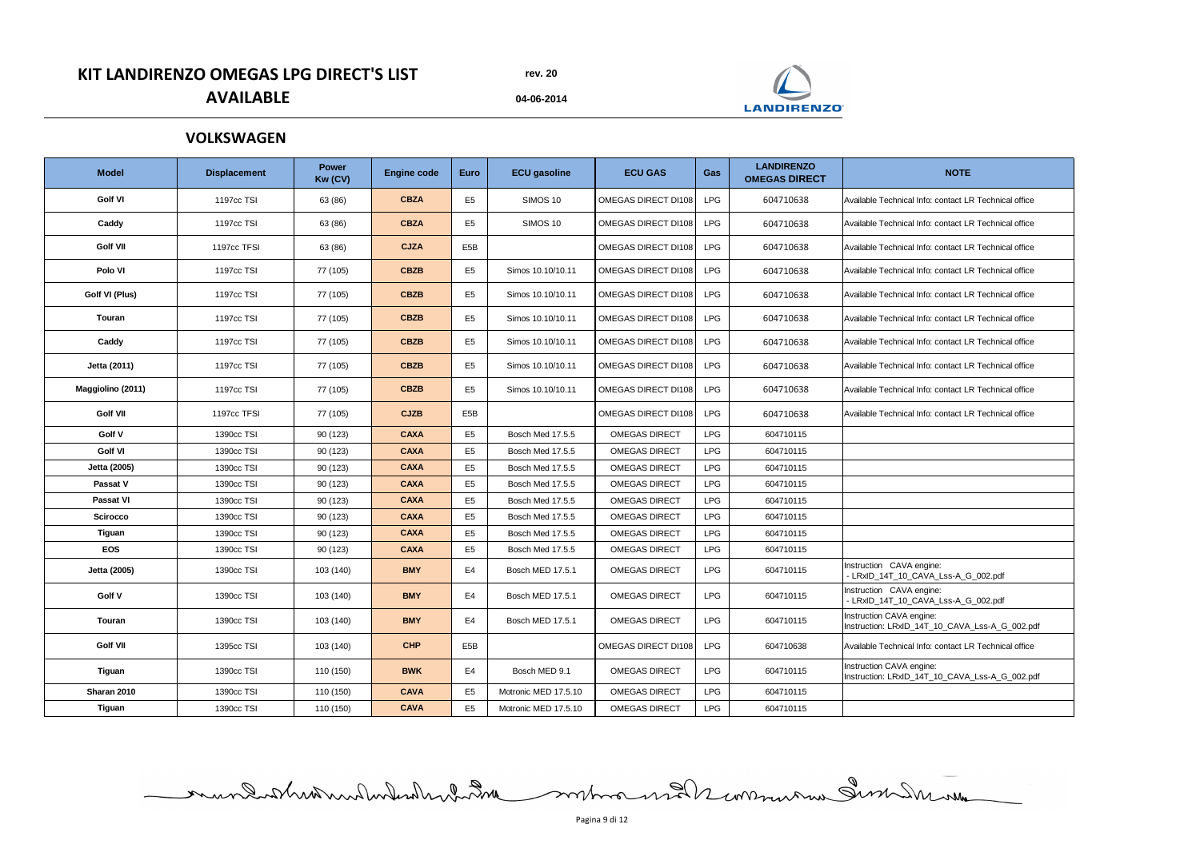# KIT LANDIRENZO OMEGAS LPG DIRECT'S LIST AVAILABLE

rev. 20

04-06-2014

## VOLKSWAGEN

| Model | Displacement | Power Kw (CV) | Engine code | Euro | ECU gasoline | ECU GAS | Gas | LANDIRENZO OMEGAS DIRECT | NOTE |
|---|---|---|---|---|---|---|---|---|---|
| **Golf VI** | 1197cc TSI | 63 (86) | **CBZA** | E5 | SIMOS 10 | OMEGAS DIRECT DI108 | LPG | 604710638 | Available Technical Info: contact LR Technical office |
| **Caddy** | 1197cc TSI | 63 (86) | **CBZA** | E5 | SIMOS 10 | OMEGAS DIRECT DI108 | LPG | 604710638 | Available Technical Info: contact LR Technical office |
| **Golf VII** | 1197cc TFSI | 63 (86) | **CJZA** | E5B | | OMEGAS DIRECT DI108 | LPG | 604710638 | Available Technical Info: contact LR Technical office |
| **Polo VI** | 1197cc TSI | 77 (105) | **CBZB** | E5 | Simos 10.10/10.11 | OMEGAS DIRECT DI108 | LPG | 604710638 | Available Technical Info: contact LR Technical office |
| **Golf VI (Plus)** | 1197cc TSI | 77 (105) | **CBZB** | E5 | Simos 10.10/10.11 | OMEGAS DIRECT DI108 | LPG | 604710638 | Available Technical Info: contact LR Technical office |
| **Touran** | 1197cc TSI | 77 (105) | **CBZB** | E5 | Simos 10.10/10.11 | OMEGAS DIRECT DI108 | LPG | 604710638 | Available Technical Info: contact LR Technical office |
| **Caddy** | 1197cc TSI | 77 (105) | **CBZB** | E5 | Simos 10.10/10.11 | OMEGAS DIRECT DI108 | LPG | 604710638 | Available Technical Info: contact LR Technical office |
| **Jetta (2011)** | 1197cc TSI | 77 (105) | **CBZB** | E5 | Simos 10.10/10.11 | OMEGAS DIRECT DI108 | LPG | 604710638 | Available Technical Info: contact LR Technical office |
| **Maggiolino (2011)** | 1197cc TSI | 77 (105) | **CBZB** | E5 | Simos 10.10/10.11 | OMEGAS DIRECT DI108 | LPG | 604710638 | Available Technical Info: contact LR Technical office |
| **Golf VII** | 1197cc TFSI | 77 (105) | **CJZB** | E5B | | OMEGAS DIRECT DI108 | LPG | 604710638 | Available Technical Info: contact LR Technical office |
| **Golf V** | 1390cc TSI | 90 (123) | **CAXA** | E5 | Bosch Med 17.5.5 | OMEGAS DIRECT | LPG | 604710115 | |
| **Golf VI** | 1390cc TSI | 90 (123) | **CAXA** | E5 | Bosch Med 17.5.5 | OMEGAS DIRECT | LPG | 604710115 | |
| **Jetta (2005)** | 1390cc TSI | 90 (123) | **CAXA** | E5 | Bosch Med 17.5.5 | OMEGAS DIRECT | LPG | 604710115 | |
| **Passat V** | 1390cc TSI | 90 (123) | **CAXA** | E5 | Bosch Med 17.5.5 | OMEGAS DIRECT | LPG | 604710115 | |
| **Passat VI** | 1390cc TSI | 90 (123) | **CAXA** | E5 | Bosch Med 17.5.5 | OMEGAS DIRECT | LPG | 604710115 | |
| **Scirocco** | 1390cc TSI | 90 (123) | **CAXA** | E5 | Bosch Med 17.5.5 | OMEGAS DIRECT | LPG | 604710115 | |
| **Tiguan** | 1390cc TSI | 90 (123) | **CAXA** | E5 | Bosch Med 17.5.5 | OMEGAS DIRECT | LPG | 604710115 | |
| **EOS** | 1390cc TSI | 90 (123) | **CAXA** | E5 | Bosch Med 17.5.5 | OMEGAS DIRECT | LPG | 604710115 | |
| **Jetta (2005)** | 1390cc TSI | 103 (140) | **BMY** | E4 | Bosch MED 17.5.1 | OMEGAS DIRECT | LPG | 604710115 | Instruction CAVA engine: - LRxID_14T_10_CAVA_Lss-A_G_002.pdf |
| **Golf V** | 1390cc TSI | 103 (140) | **BMY** | E4 | Bosch MED 17.5.1 | OMEGAS DIRECT | LPG | 604710115 | Instruction CAVA engine: - LRxID_14T_10_CAVA_Lss-A_G_002.pdf |
| **Touran** | 1390cc TSI | 103 (140) | **BMY** | E4 | Bosch MED 17.5.1 | OMEGAS DIRECT | LPG | 604710115 | Instruction CAVA engine: Instruction: LRxID_14T_10_CAVA_Lss-A_G_002.pdf |
| **Golf VII** | 1395cc TSI | 103 (140) | **CHP** | E5B | | OMEGAS DIRECT DI108 | LPG | 604710638 | Available Technical Info: contact LR Technical office |
| **Tiguan** | 1390cc TSI | 110 (150) | **BWK** | E4 | Bosch MED 9.1 | OMEGAS DIRECT | LPG | 604710115 | Instruction CAVA engine: Instruction: LRxID_14T_10_CAVA_Lss-A_G_002.pdf |
| **Sharan 2010** | 1390cc TSI | 110 (150) | **CAVA** | E5 | Motronic MED 17.5.10 | OMEGAS DIRECT | LPG | 604710115 | |
| **Tiguan** | 1390cc TSI | 110 (150) | **CAVA** | E5 | Motronic MED 17.5.10 | OMEGAS DIRECT | LPG | 604710115 | |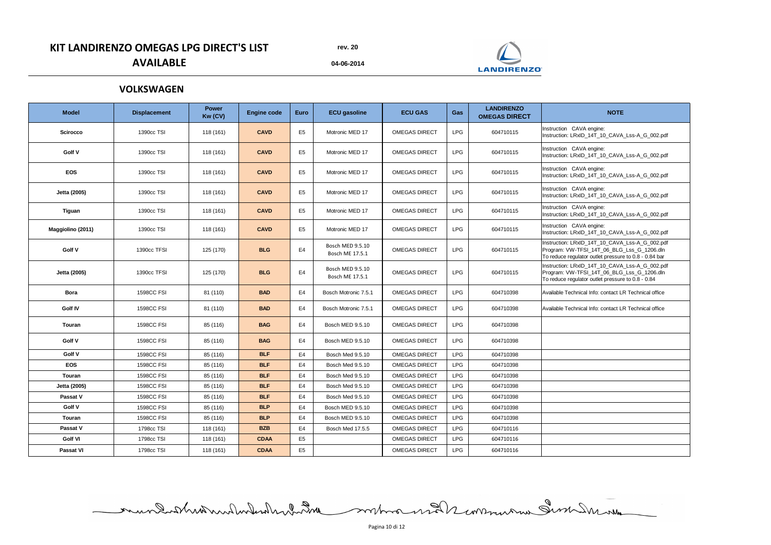# KIT LANDIRENZO OMEGAS LPG DIRECT'S LIST AVAILABLE

rev. 20

04-06-2014

## VOLKSWAGEN

| Model | Displacement | Power Kw (CV) | Engine code | Euro | ECU gasoline | ECU GAS | Gas | LANDIRENZO OMEGAS DIRECT | NOTE |
|---|---|---|---|---|---|---|---|---|---|
| **Scirocco** | 1390cc TSI | 118 (161) | **CAVD** | E5 | Motronic MED 17 | OMEGAS DIRECT | LPG | 604710115 | Instruction CAVA engine: Instruction: LRxID_14T_10_CAVA_Lss-A_G_002.pdf |
| **Golf V** | 1390cc TSI | 118 (161) | **CAVD** | E5 | Motronic MED 17 | OMEGAS DIRECT | LPG | 604710115 | Instruction CAVA engine: Instruction: LRxID_14T_10_CAVA_Lss-A_G_002.pdf |
| **EOS** | 1390cc TSI | 118 (161) | **CAVD** | E5 | Motronic MED 17 | OMEGAS DIRECT | LPG | 604710115 | Instruction CAVA engine: Instruction: LRxID_14T_10_CAVA_Lss-A_G_002.pdf |
| **Jetta (2005)** | 1390cc TSI | 118 (161) | **CAVD** | E5 | Motronic MED 17 | OMEGAS DIRECT | LPG | 604710115 | Instruction CAVA engine: Instruction: LRxID_14T_10_CAVA_Lss-A_G_002.pdf |
| **Tiguan** | 1390cc TSI | 118 (161) | **CAVD** | E5 | Motronic MED 17 | OMEGAS DIRECT | LPG | 604710115 | Instruction CAVA engine: Instruction: LRxID_14T_10_CAVA_Lss-A_G_002.pdf |
| **Maggiolino (2011)** | 1390cc TSI | 118 (161) | **CAVD** | E5 | Motronic MED 17 | OMEGAS DIRECT | LPG | 604710115 | Instruction CAVA engine: Instruction: LRxID_14T_10_CAVA_Lss-A_G_002.pdf |
| **Golf V** | 1390cc TFSI | 125 (170) | **BLG** | E4 | Bosch MED 9.5.10 Bosch ME 17.5.1 | OMEGAS DIRECT | LPG | 604710115 | Instruction: LRxID_14T_10_CAVA_Lss-A_G_002.pdf Program: VW-TFSI_14T_06_BLG_Lss_G_1206.dln To reduce regulator outlet pressure to 0.8 - 0.84 bar |
| **Jetta (2005)** | 1390cc TFSI | 125 (170) | **BLG** | E4 | Bosch MED 9.5.10 Bosch ME 17.5.1 | OMEGAS DIRECT | LPG | 604710115 | Instruction: LRxID_14T_10_CAVA_Lss-A_G_002.pdf Program: VW-TFSI_14T_06_BLG_Lss_G_1206.dln To reduce regulator outlet pressure to 0.8 - 0.84 |
| **Bora** | 1598CC FSI | 81 (110) | **BAD** | E4 | Bosch Motronic 7.5.1 | OMEGAS DIRECT | LPG | 604710398 | Available Technical Info: contact LR Technical office |
| **Golf IV** | 1598CC FSI | 81 (110) | **BAD** | E4 | Bosch Motronic 7.5.1 | OMEGAS DIRECT | LPG | 604710398 | Available Technical Info: contact LR Technical office |
| **Touran** | 1598CC FSI | 85 (116) | **BAG** | E4 | Bosch MED 9.5.10 | OMEGAS DIRECT | LPG | 604710398 | |
| **Golf V** | 1598CC FSI | 85 (116) | **BAG** | E4 | Bosch MED 9.5.10 | OMEGAS DIRECT | LPG | 604710398 | |
| **Golf V** | 1598CC FSI | 85 (116) | **BLF** | E4 | Bosch Med 9.5.10 | OMEGAS DIRECT | LPG | 604710398 | |
| **EOS** | 1598CC FSI | 85 (116) | **BLF** | E4 | Bosch Med 9.5.10 | OMEGAS DIRECT | LPG | 604710398 | |
| **Touran** | 1598CC FSI | 85 (116) | **BLF** | E4 | Bosch Med 9.5.10 | OMEGAS DIRECT | LPG | 604710398 | |
| **Jetta (2005)** | 1598CC FSI | 85 (116) | **BLF** | E4 | Bosch Med 9.5.10 | OMEGAS DIRECT | LPG | 604710398 | |
| **Passat V** | 1598CC FSI | 85 (116) | **BLF** | E4 | Bosch Med 9.5.10 | OMEGAS DIRECT | LPG | 604710398 | |
| **Golf V** | 1598CC FSI | 85 (116) | **BLP** | E4 | Bosch MED 9.5.10 | OMEGAS DIRECT | LPG | 604710398 | |
| **Touran** | 1598CC FSI | 85 (116) | **BLP** | E4 | Bosch MED 9.5.10 | OMEGAS DIRECT | LPG | 604710398 | |
| **Passat V** | 1798cc TSI | 118 (161) | **BZB** | E4 | Bosch Med 17.5.5 | OMEGAS DIRECT | LPG | 604710116 | |
| **Golf VI** | 1798cc TSI | 118 (161) | **CDAA** | E5 | | OMEGAS DIRECT | LPG | 604710116 | |
| **Passat VI** | 1798cc TSI | 118 (161) | **CDAA** | E5 | | OMEGAS DIRECT | LPG | 604710116 | |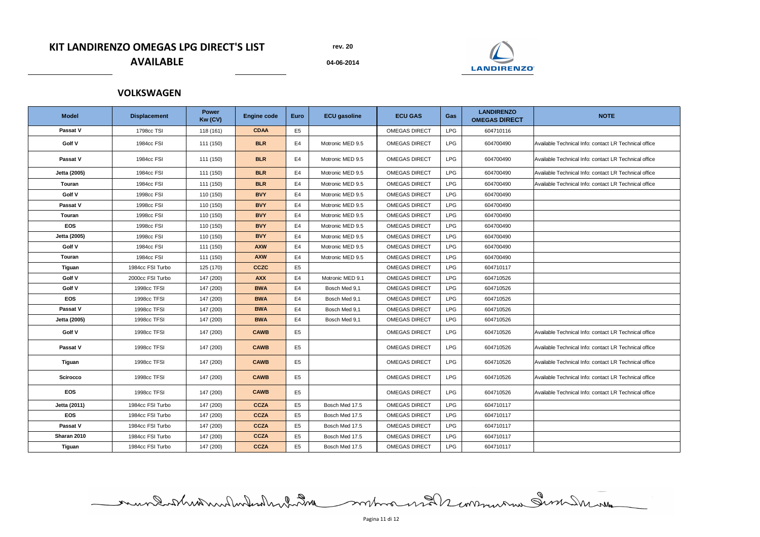# KIT LANDIRENZO OMEGAS LPG DIRECT'S LIST AVAILABLE

rev. 20

04-06-2014

## VOLKSWAGEN

| Model | Displacement | Power Kw (CV) | Engine code | Euro | ECU gasoline | ECU GAS | Gas | LANDIRENZO OMEGAS DIRECT | NOTE |
|---|---|---|---|---|---|---|---|---|---|
| Passat V | 1798cc TSI | 118 (161) | CDAA | E5 | | OMEGAS DIRECT | LPG | 604710116 | |
| Golf V | 1984cc FSI | 111 (150) | BLR | E4 | Motronic MED 9.5 | OMEGAS DIRECT | LPG | 604700490 | Available Technical Info: contact LR Technical office |
| Passat V | 1984cc FSI | 111 (150) | BLR | E4 | Motronic MED 9.5 | OMEGAS DIRECT | LPG | 604700490 | Available Technical Info: contact LR Technical office |
| Jetta (2005) | 1984cc FSI | 111 (150) | BLR | E4 | Motronic MED 9.5 | OMEGAS DIRECT | LPG | 604700490 | Available Technical Info: contact LR Technical office |
| Touran | 1984cc FSI | 111 (150) | BLR | E4 | Motronic MED 9.5 | OMEGAS DIRECT | LPG | 604700490 | Available Technical Info: contact LR Technical office |
| Golf V | 1998cc FSI | 110 (150) | BVY | E4 | Motronic MED 9.5 | OMEGAS DIRECT | LPG | 604700490 | |
| Passat V | 1998cc FSI | 110 (150) | BVY | E4 | Motronic MED 9.5 | OMEGAS DIRECT | LPG | 604700490 | |
| Touran | 1998cc FSI | 110 (150) | BVY | E4 | Motronic MED 9.5 | OMEGAS DIRECT | LPG | 604700490 | |
| EOS | 1998cc FSI | 110 (150) | BVY | E4 | Motronic MED 9.5 | OMEGAS DIRECT | LPG | 604700490 | |
| Jetta (2005) | 1998cc FSI | 110 (150) | BVY | E4 | Motronic MED 9.5 | OMEGAS DIRECT | LPG | 604700490 | |
| Golf V | 1984cc FSI | 111 (150) | AXW | E4 | Motronic MED 9.5 | OMEGAS DIRECT | LPG | 604700490 | |
| Touran | 1984cc FSI | 111 (150) | AXW | E4 | Motronic MED 9.5 | OMEGAS DIRECT | LPG | 604700490 | |
| Tiguan | 1984cc FSI Turbo | 125 (170) | CCZC | E5 | | OMEGAS DIRECT | LPG | 604710117 | |
| Golf V | 2000cc FSI Turbo | 147 (200) | AXX | E4 | Motronic MED 9.1 | OMEGAS DIRECT | LPG | 604710526 | |
| Golf V | 1998cc TFSI | 147 (200) | BWA | E4 | Bosch Med 9,1 | OMEGAS DIRECT | LPG | 604710526 | |
| EOS | 1998cc TFSI | 147 (200) | BWA | E4 | Bosch Med 9,1 | OMEGAS DIRECT | LPG | 604710526 | |
| Passat V | 1998cc TFSI | 147 (200) | BWA | E4 | Bosch Med 9,1 | OMEGAS DIRECT | LPG | 604710526 | |
| Jetta (2005) | 1998cc TFSI | 147 (200) | BWA | E4 | Bosch Med 9,1 | OMEGAS DIRECT | LPG | 604710526 | |
| Golf V | 1998cc TFSI | 147 (200) | CAWB | E5 | | OMEGAS DIRECT | LPG | 604710526 | Available Technical Info: contact LR Technical office |
| Passat V | 1998cc TFSI | 147 (200) | CAWB | E5 | | OMEGAS DIRECT | LPG | 604710526 | Available Technical Info: contact LR Technical office |
| Tiguan | 1998cc TFSI | 147 (200) | CAWB | E5 | | OMEGAS DIRECT | LPG | 604710526 | Available Technical Info: contact LR Technical office |
| Scirocco | 1998cc TFSI | 147 (200) | CAWB | E5 | | OMEGAS DIRECT | LPG | 604710526 | Available Technical Info: contact LR Technical office |
| EOS | 1998cc TFSI | 147 (200) | CAWB | E5 | | OMEGAS DIRECT | LPG | 604710526 | Available Technical Info: contact LR Technical office |
| Jetta (2011) | 1984cc FSI Turbo | 147 (200) | CCZA | E5 | Bosch Med 17.5 | OMEGAS DIRECT | LPG | 604710117 | |
| EOS | 1984cc FSI Turbo | 147 (200) | CCZA | E5 | Bosch Med 17.5 | OMEGAS DIRECT | LPG | 604710117 | |
| Passat V | 1984cc FSI Turbo | 147 (200) | CCZA | E5 | Bosch Med 17.5 | OMEGAS DIRECT | LPG | 604710117 | |
| Sharan 2010 | 1984cc FSI Turbo | 147 (200) | CCZA | E5 | Bosch Med 17.5 | OMEGAS DIRECT | LPG | 604710117 | |
| Tiguan | 1984cc FSI Turbo | 147 (200) | CCZA | E5 | Bosch Med 17.5 | OMEGAS DIRECT | LPG | 604710117 | |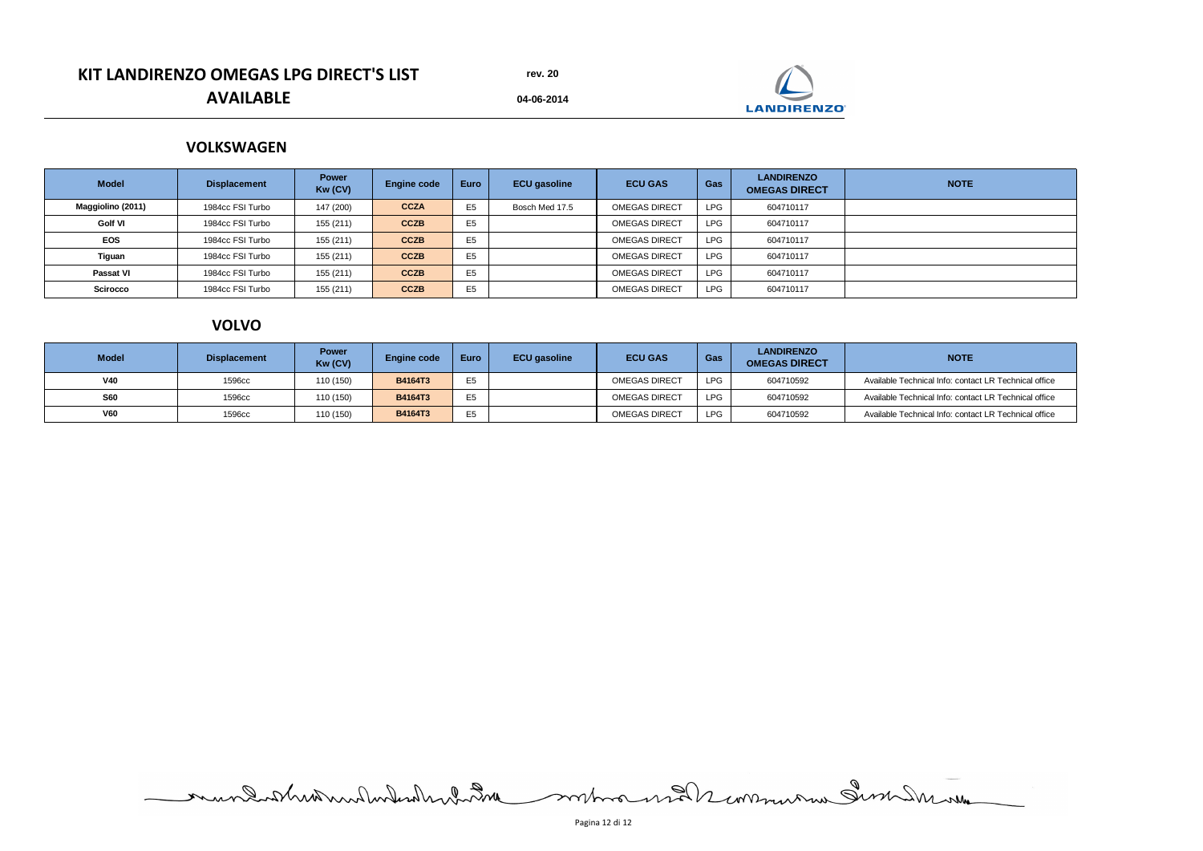# KIT LANDIRENZO OMEGAS LPG DIRECT'S LIST AVAILABLE

rev. 20

04-06-2014

## VOLKSWAGEN

| Model | Displacement | Power Kw (CV) | Engine code | Euro | ECU gasoline | ECU GAS | Gas | LANDIRENZO OMEGAS DIRECT | NOTE |
|---|---|---|---|---|---|---|---|---|---|
| Maggiolino (2011) | 1984cc FSI Turbo | 147 (200) | CCZA | E5 | Bosch Med 17.5 | OMEGAS DIRECT | LPG | 604710117 | |
| Golf VI | 1984cc FSI Turbo | 155 (211) | CCZB | E5 | | OMEGAS DIRECT | LPG | 604710117 | |
| EOS | 1984cc FSI Turbo | 155 (211) | CCZB | E5 | | OMEGAS DIRECT | LPG | 604710117 | |
| Tiguan | 1984cc FSI Turbo | 155 (211) | CCZB | E5 | | OMEGAS DIRECT | LPG | 604710117 | |
| Passat VI | 1984cc FSI Turbo | 155 (211) | CCZB | E5 | | OMEGAS DIRECT | LPG | 604710117 | |
| Scirocco | 1984cc FSI Turbo | 155 (211) | CCZB | E5 | | OMEGAS DIRECT | LPG | 604710117 | |

## VOLVO

| Model | Displacement | Power Kw (CV) | Engine code | Euro | ECU gasoline | ECU GAS | Gas | LANDIRENZO OMEGAS DIRECT | NOTE |
|---|---|---|---|---|---|---|---|---|---|
| V40 | 1596cc | 110 (150) | B4164T3 | E5 | | OMEGAS DIRECT | LPG | 604710592 | Available Technical Info: contact LR Technical office |
| S60 | 1596cc | 110 (150) | B4164T3 | E5 | | OMEGAS DIRECT | LPG | 604710592 | Available Technical Info: contact LR Technical office |
| V60 | 1596cc | 110 (150) | B4164T3 | E5 | | OMEGAS DIRECT | LPG | 604710592 | Available Technical Info: contact LR Technical office |